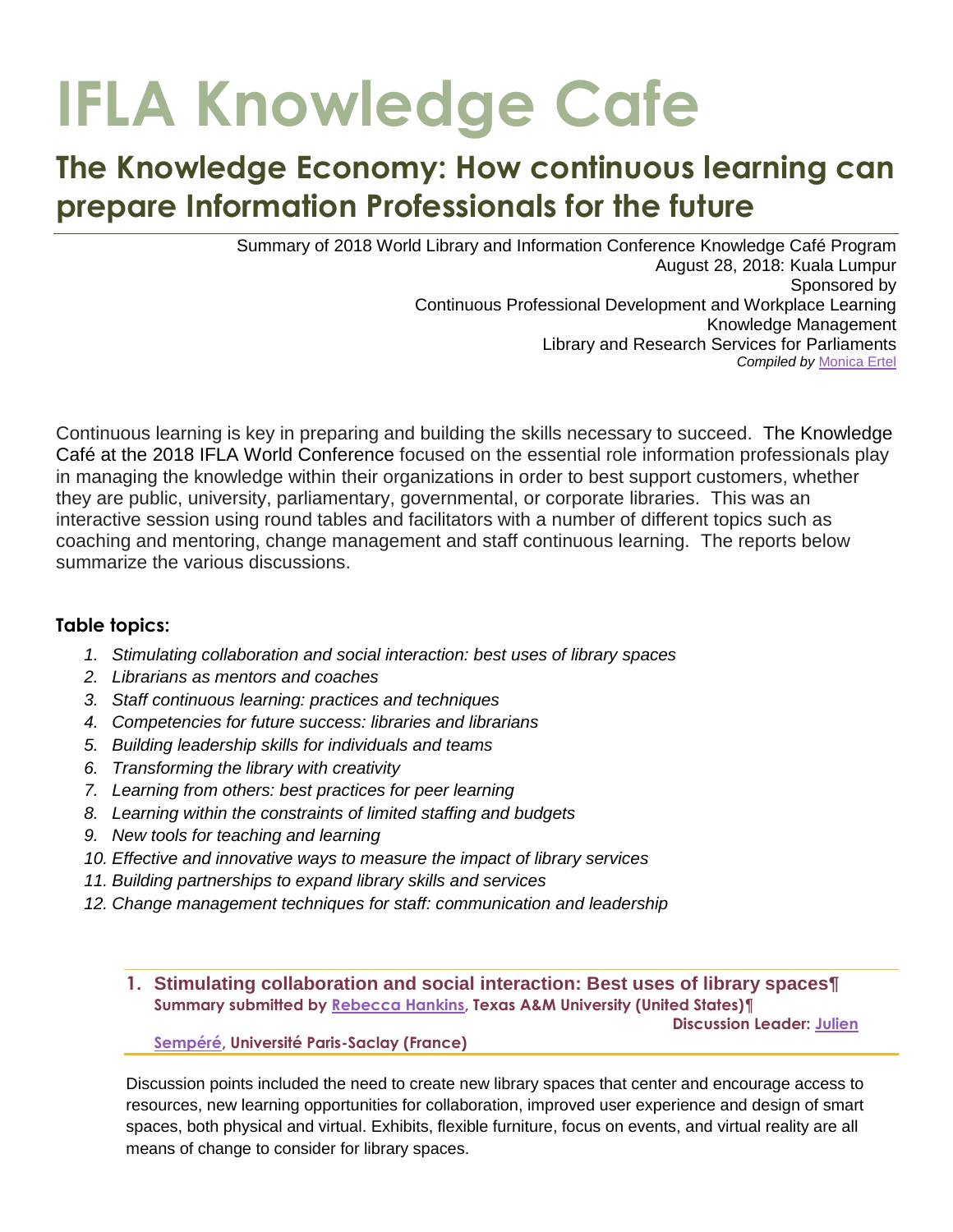# IFLA Knowledge Cafe

## The Knowledge Economy: How continuous learning can prepare Information Professionals for the future

Summary of 2018 World Library and Information Conference Knowledge Café Program
August 28, 2018: Kuala Lumpur
Sponsored by
Continuous Professional Development and Workplace Learning
Knowledge Management
Library and Research Services for Parliaments
*Compiled by* Monica Ertel

Continuous learning is key in preparing and building the skills necessary to succeed. The Knowledge Café at the 2018 IFLA World Conference focused on the essential role information professionals play in managing the knowledge within their organizations in order to best support customers, whether they are public, university, parliamentary, governmental, or corporate libraries. This was an interactive session using round tables and facilitators with a number of different topics such as coaching and mentoring, change management and staff continuous learning. The reports below summarize the various discussions.

### Table topics:

1. *Stimulating collaboration and social interaction: best uses of library spaces*
2. *Librarians as mentors and coaches*
3. *Staff continuous learning: practices and techniques*
4. *Competencies for future success: libraries and librarians*
5. *Building leadership skills for individuals and teams*
6. *Transforming the library with creativity*
7. *Learning from others: best practices for peer learning*
8. *Learning within the constraints of limited staffing and budgets*
9. *New tools for teaching and learning*
10. *Effective and innovative ways to measure the impact of library services*
11. *Building partnerships to expand library skills and services*
12. *Change management techniques for staff: communication and leadership*

### 1. Stimulating collaboration and social interaction: Best uses of library spaces

**Summary submitted by Rebecca Hankins, Texas A&M University (United States)**

**Discussion Leader: Julien Sempéré, Université Paris-Saclay (France)**

Discussion points included the need to create new library spaces that center and encourage access to resources, new learning opportunities for collaboration, improved user experience and design of smart spaces, both physical and virtual. Exhibits, flexible furniture, focus on events, and virtual reality are all means of change to consider for library spaces.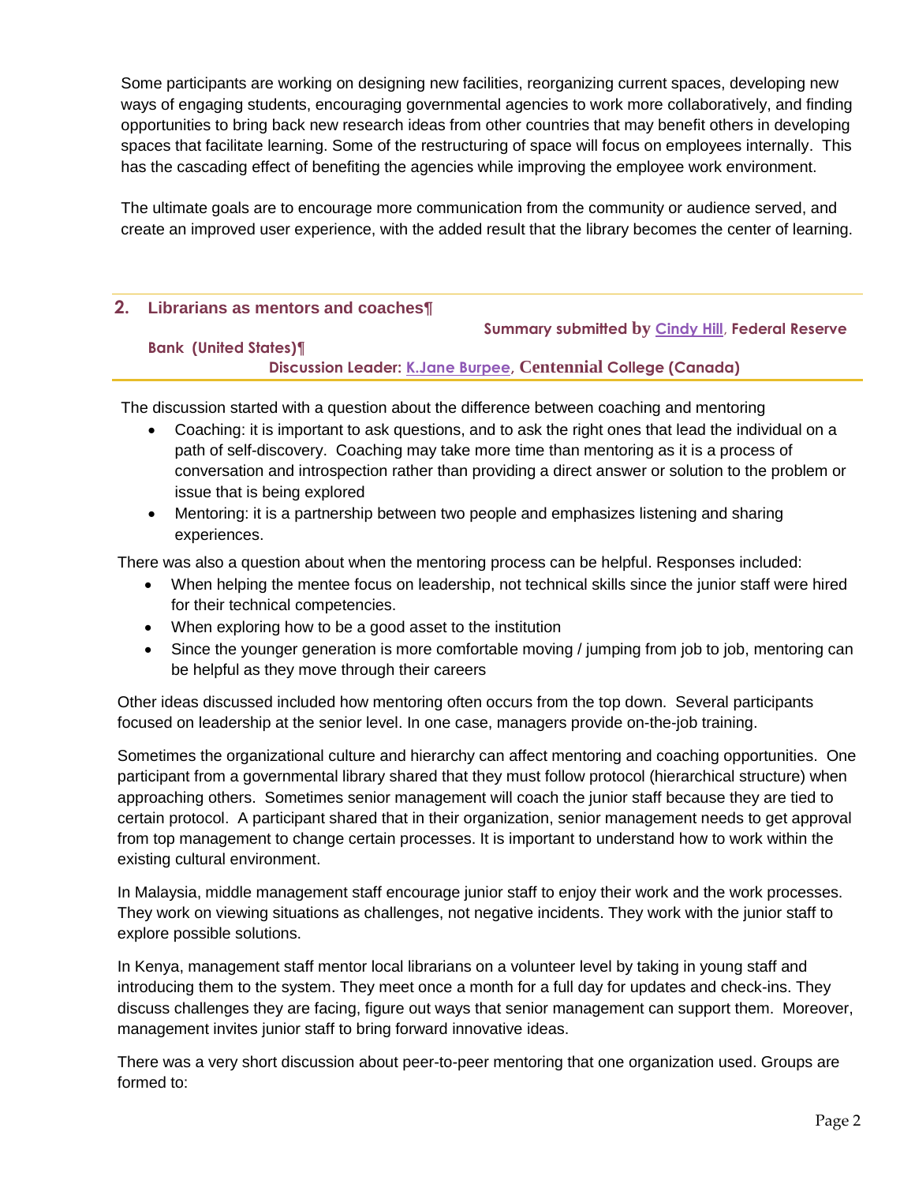Some participants are working on designing new facilities, reorganizing current spaces, developing new ways of engaging students, encouraging governmental agencies to work more collaboratively, and finding opportunities to bring back new research ideas from other countries that may benefit others in developing spaces that facilitate learning. Some of the restructuring of space will focus on employees internally. This has the cascading effect of benefiting the agencies while improving the employee work environment.

The ultimate goals are to encourage more communication from the community or audience served, and create an improved user experience, with the added result that the library becomes the center of learning.

## 2. Librarians as mentors and coaches

**Summary submitted by Cindy Hill, Federal Reserve Bank (United States)**

**Discussion Leader: K.Jane Burpee, Centennial College (Canada)**

The discussion started with a question about the difference between coaching and mentoring

- Coaching: it is important to ask questions, and to ask the right ones that lead the individual on a path of self-discovery. Coaching may take more time than mentoring as it is a process of conversation and introspection rather than providing a direct answer or solution to the problem or issue that is being explored
- Mentoring: it is a partnership between two people and emphasizes listening and sharing experiences.

There was also a question about when the mentoring process can be helpful. Responses included:

- When helping the mentee focus on leadership, not technical skills since the junior staff were hired for their technical competencies.
- When exploring how to be a good asset to the institution
- Since the younger generation is more comfortable moving / jumping from job to job, mentoring can be helpful as they move through their careers

Other ideas discussed included how mentoring often occurs from the top down. Several participants focused on leadership at the senior level. In one case, managers provide on-the-job training.

Sometimes the organizational culture and hierarchy can affect mentoring and coaching opportunities. One participant from a governmental library shared that they must follow protocol (hierarchical structure) when approaching others. Sometimes senior management will coach the junior staff because they are tied to certain protocol. A participant shared that in their organization, senior management needs to get approval from top management to change certain processes. It is important to understand how to work within the existing cultural environment.

In Malaysia, middle management staff encourage junior staff to enjoy their work and the work processes. They work on viewing situations as challenges, not negative incidents. They work with the junior staff to explore possible solutions.

In Kenya, management staff mentor local librarians on a volunteer level by taking in young staff and introducing them to the system. They meet once a month for a full day for updates and check-ins. They discuss challenges they are facing, figure out ways that senior management can support them. Moreover, management invites junior staff to bring forward innovative ideas.

There was a very short discussion about peer-to-peer mentoring that one organization used. Groups are formed to: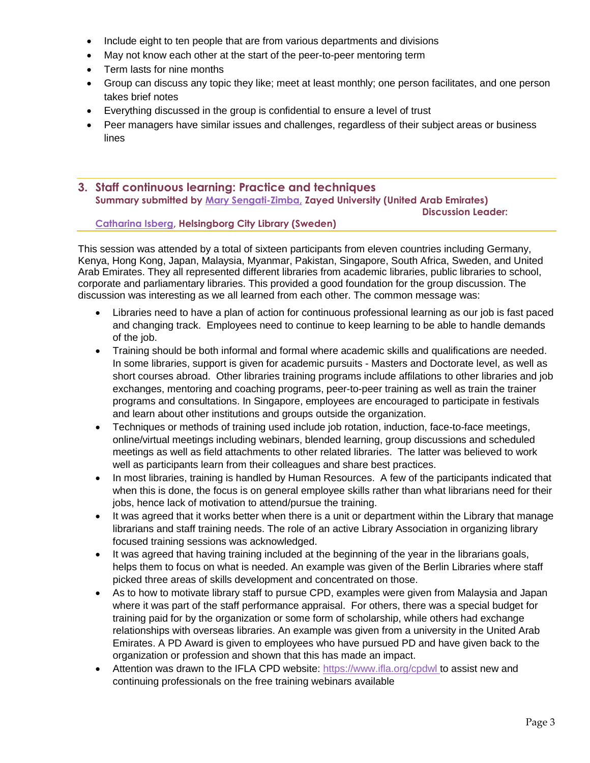- Include eight to ten people that are from various departments and divisions
- May not know each other at the start of the peer-to-peer mentoring term
- Term lasts for nine months
- Group can discuss any topic they like; meet at least monthly; one person facilitates, and one person takes brief notes
- Everything discussed in the group is confidential to ensure a level of trust
- Peer managers have similar issues and challenges, regardless of their subject areas or business lines

## 3. Staff continuous learning: Practice and techniques

**Summary submitted by [Mary Sengati-Zimba](), Zayed University (United Arab Emirates)**
**Discussion Leader: [Catharina Isberg](), Helsingborg City Library (Sweden)**

This session was attended by a total of sixteen participants from eleven countries including Germany, Kenya, Hong Kong, Japan, Malaysia, Myanmar, Pakistan, Singapore, South Africa, Sweden, and United Arab Emirates. They all represented different libraries from academic libraries, public libraries to school, corporate and parliamentary libraries. This provided a good foundation for the group discussion. The discussion was interesting as we all learned from each other. The common message was:

- Libraries need to have a plan of action for continuous professional learning as our job is fast paced and changing track. Employees need to continue to keep learning to be able to handle demands of the job.
- Training should be both informal and formal where academic skills and qualifications are needed. In some libraries, support is given for academic pursuits - Masters and Doctorate level, as well as short courses abroad. Other libraries training programs include affilations to other libraries and job exchanges, mentoring and coaching programs, peer-to-peer training as well as train the trainer programs and consultations. In Singapore, employees are encouraged to participate in festivals and learn about other institutions and groups outside the organization.
- Techniques or methods of training used include job rotation, induction, face-to-face meetings, online/virtual meetings including webinars, blended learning, group discussions and scheduled meetings as well as field attachments to other related libraries. The latter was believed to work well as participants learn from their colleagues and share best practices.
- In most libraries, training is handled by Human Resources. A few of the participants indicated that when this is done, the focus is on general employee skills rather than what librarians need for their jobs, hence lack of motivation to attend/pursue the training.
- It was agreed that it works better when there is a unit or department within the Library that manage librarians and staff training needs. The role of an active Library Association in organizing library focused training sessions was acknowledged.
- It was agreed that having training included at the beginning of the year in the librarians goals, helps them to focus on what is needed. An example was given of the Berlin Libraries where staff picked three areas of skills development and concentrated on those.
- As to how to motivate library staff to pursue CPD, examples were given from Malaysia and Japan where it was part of the staff performance appraisal. For others, there was a special budget for training paid for by the organization or some form of scholarship, while others had exchange relationships with overseas libraries. An example was given from a university in the United Arab Emirates. A PD Award is given to employees who have pursued PD and have given back to the organization or profession and shown that this has made an impact.
- Attention was drawn to the IFLA CPD website: https://www.ifla.org/cpdwl to assist new and continuing professionals on the free training webinars available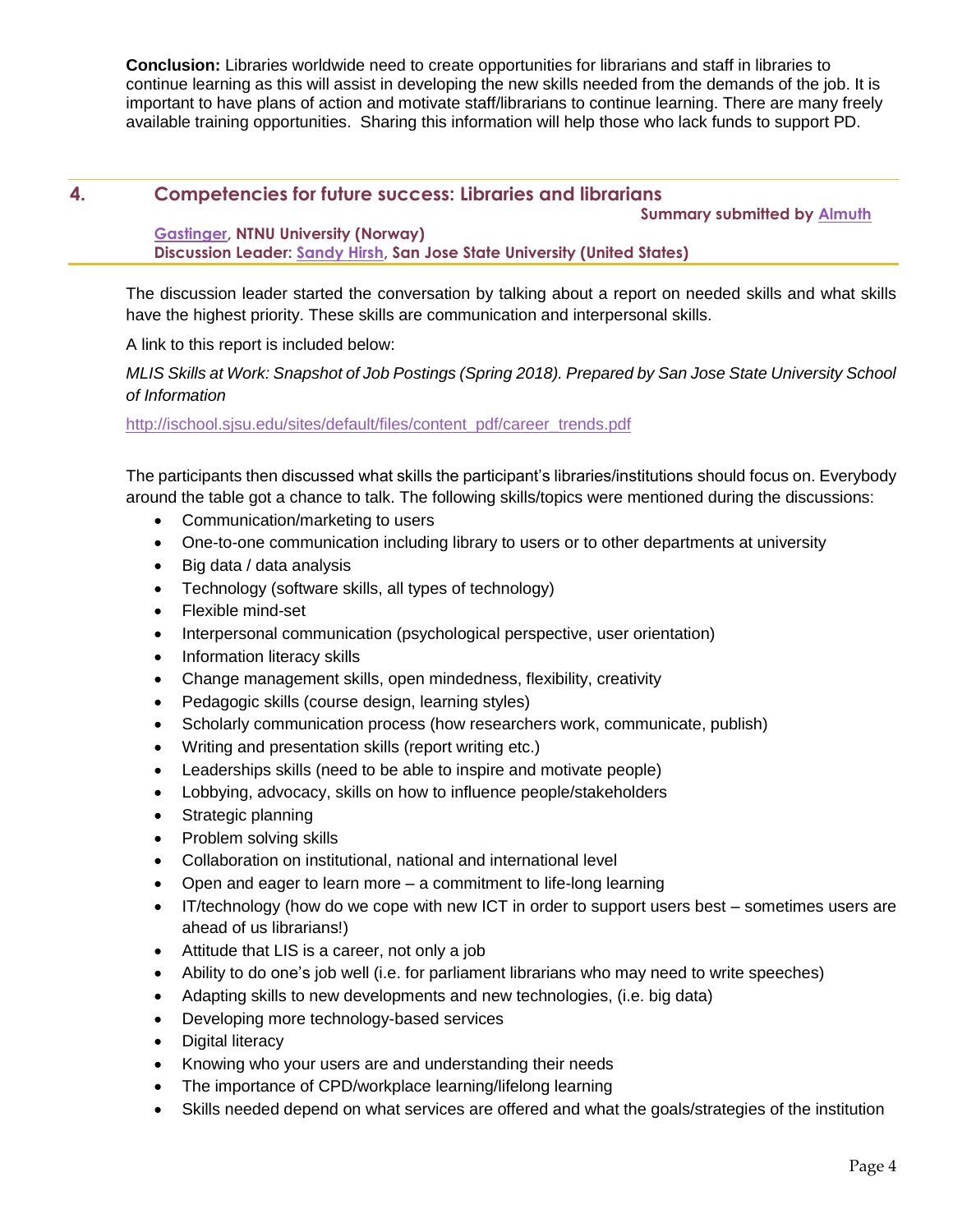**Conclusion:** Libraries worldwide need to create opportunities for librarians and staff in libraries to continue learning as this will assist in developing the new skills needed from the demands of the job. It is important to have plans of action and motivate staff/librarians to continue learning. There are many freely available training opportunities. Sharing this information will help those who lack funds to support PD.

## 4. Competencies for future success: Libraries and librarians

**Summary submitted by Almuth Gastinger, NTNU University (Norway)**
**Discussion Leader: Sandy Hirsh, San Jose State University (United States)**

The discussion leader started the conversation by talking about a report on needed skills and what skills have the highest priority. These skills are communication and interpersonal skills.

A link to this report is included below:

*MLIS Skills at Work: Snapshot of Job Postings (Spring 2018). Prepared by San Jose State University School of Information*

http://ischool.sjsu.edu/sites/default/files/content_pdf/career_trends.pdf

The participants then discussed what skills the participant's libraries/institutions should focus on. Everybody around the table got a chance to talk. The following skills/topics were mentioned during the discussions:

- Communication/marketing to users
- One-to-one communication including library to users or to other departments at university
- Big data / data analysis
- Technology (software skills, all types of technology)
- Flexible mind-set
- Interpersonal communication (psychological perspective, user orientation)
- Information literacy skills
- Change management skills, open mindedness, flexibility, creativity
- Pedagogic skills (course design, learning styles)
- Scholarly communication process (how researchers work, communicate, publish)
- Writing and presentation skills (report writing etc.)
- Leaderships skills (need to be able to inspire and motivate people)
- Lobbying, advocacy, skills on how to influence people/stakeholders
- Strategic planning
- Problem solving skills
- Collaboration on institutional, national and international level
- Open and eager to learn more – a commitment to life-long learning
- IT/technology (how do we cope with new ICT in order to support users best – sometimes users are ahead of us librarians!)
- Attitude that LIS is a career, not only a job
- Ability to do one's job well (i.e. for parliament librarians who may need to write speeches)
- Adapting skills to new developments and new technologies, (i.e. big data)
- Developing more technology-based services
- Digital literacy
- Knowing who your users are and understanding their needs
- The importance of CPD/workplace learning/lifelong learning
- Skills needed depend on what services are offered and what the goals/strategies of the institution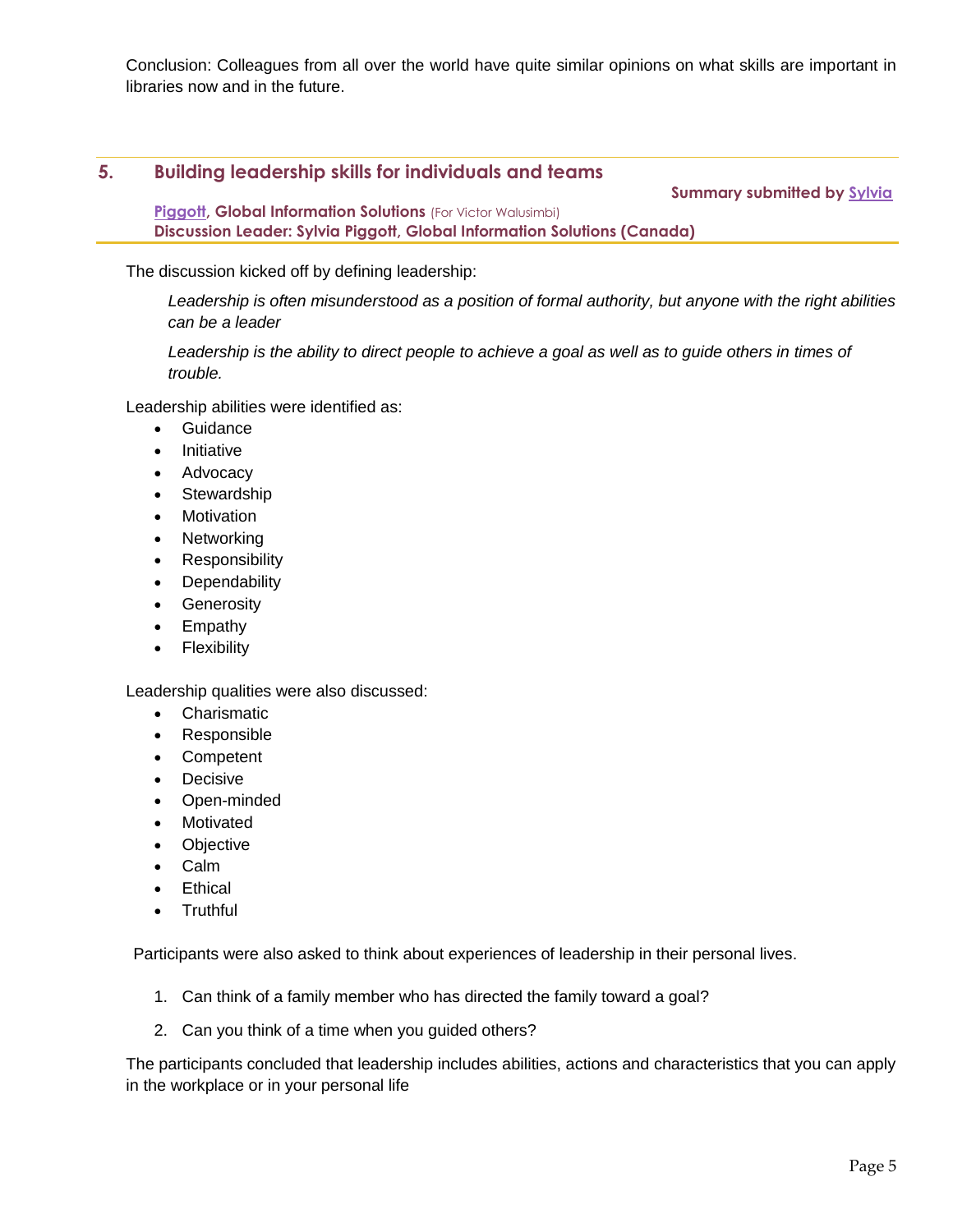Conclusion: Colleagues from all over the world have quite similar opinions on what skills are important in libraries now and in the future.

## 5. Building leadership skills for individuals and teams

**Summary submitted by Sylvia Piggott, Global Information Solutions** (For Victor Walusimbi)
**Discussion Leader: Sylvia Piggott, Global Information Solutions (Canada)**

The discussion kicked off by defining leadership:

*Leadership is often misunderstood as a position of formal authority, but anyone with the right abilities can be a leader*

*Leadership is the ability to direct people to achieve a goal as well as to guide others in times of trouble.*

Leadership abilities were identified as:

- Guidance
- Initiative
- Advocacy
- Stewardship
- Motivation
- Networking
- Responsibility
- Dependability
- Generosity
- Empathy
- Flexibility

Leadership qualities were also discussed:

- Charismatic
- Responsible
- Competent
- Decisive
- Open-minded
- Motivated
- Objective
- Calm
- Ethical
- Truthful

Participants were also asked to think about experiences of leadership in their personal lives.

1. Can think of a family member who has directed the family toward a goal?
2. Can you think of a time when you guided others?

The participants concluded that leadership includes abilities, actions and characteristics that you can apply in the workplace or in your personal life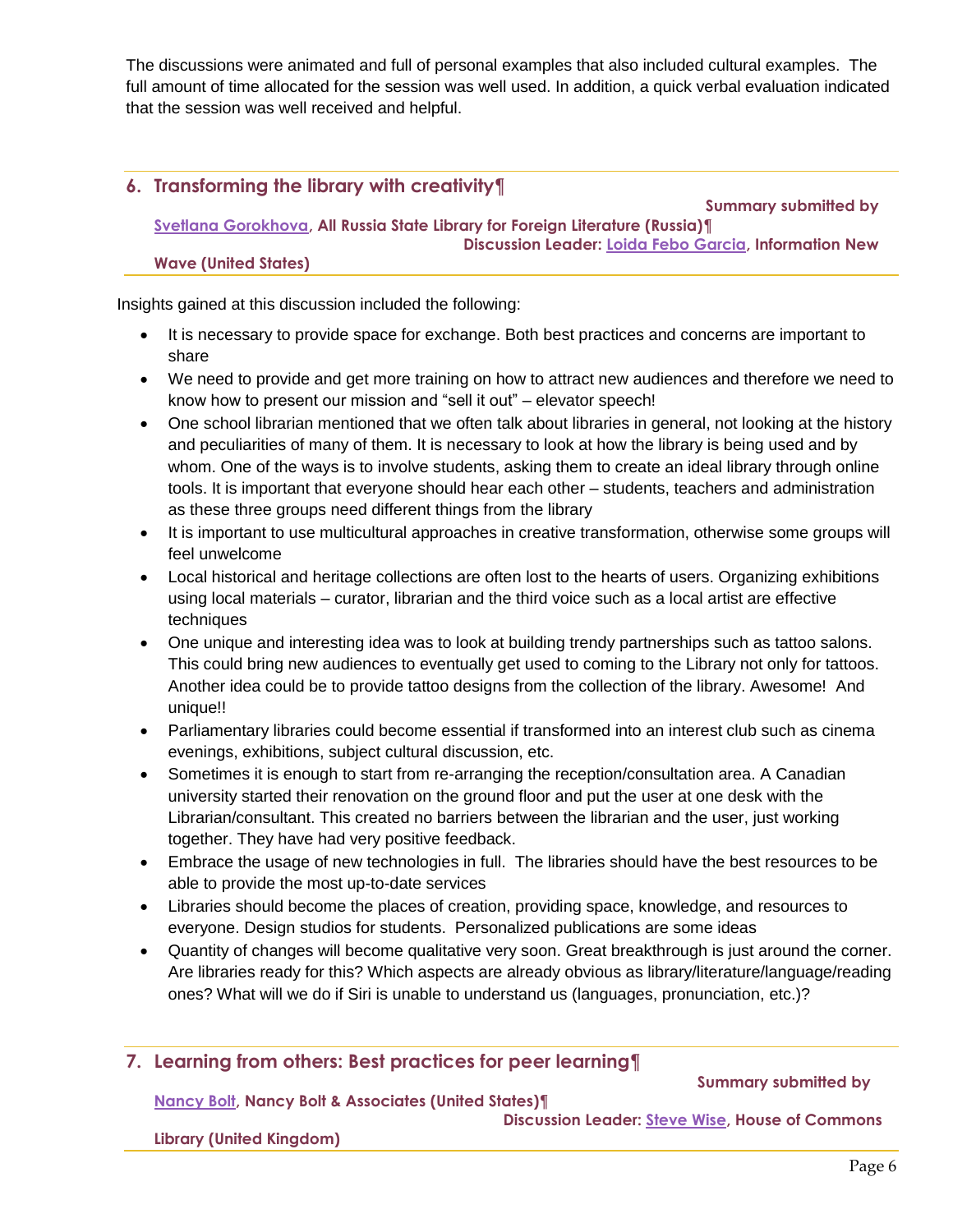The discussions were animated and full of personal examples that also included cultural examples. The full amount of time allocated for the session was well used. In addition, a quick verbal evaluation indicated that the session was well received and helpful.

## 6. Transforming the library with creativity¶

**Summary submitted by [Svetlana Gorokhova](), All Russia State Library for Foreign Literature (Russia)¶**
**Discussion Leader: [Loida Febo Garcia](), Information New Wave (United States)**

Insights gained at this discussion included the following:

- It is necessary to provide space for exchange. Both best practices and concerns are important to share
- We need to provide and get more training on how to attract new audiences and therefore we need to know how to present our mission and "sell it out" – elevator speech!
- One school librarian mentioned that we often talk about libraries in general, not looking at the history and peculiarities of many of them. It is necessary to look at how the library is being used and by whom. One of the ways is to involve students, asking them to create an ideal library through online tools. It is important that everyone should hear each other – students, teachers and administration as these three groups need different things from the library
- It is important to use multicultural approaches in creative transformation, otherwise some groups will feel unwelcome
- Local historical and heritage collections are often lost to the hearts of users. Organizing exhibitions using local materials – curator, librarian and the third voice such as a local artist are effective techniques
- One unique and interesting idea was to look at building trendy partnerships such as tattoo salons. This could bring new audiences to eventually get used to coming to the Library not only for tattoos. Another idea could be to provide tattoo designs from the collection of the library. Awesome! And unique!!
- Parliamentary libraries could become essential if transformed into an interest club such as cinema evenings, exhibitions, subject cultural discussion, etc.
- Sometimes it is enough to start from re-arranging the reception/consultation area. A Canadian university started their renovation on the ground floor and put the user at one desk with the Librarian/consultant. This created no barriers between the librarian and the user, just working together. They have had very positive feedback.
- Embrace the usage of new technologies in full. The libraries should have the best resources to be able to provide the most up-to-date services
- Libraries should become the places of creation, providing space, knowledge, and resources to everyone. Design studios for students. Personalized publications are some ideas
- Quantity of changes will become qualitative very soon. Great breakthrough is just around the corner. Are libraries ready for this? Which aspects are already obvious as library/literature/language/reading ones? What will we do if Siri is unable to understand us (languages, pronunciation, etc.)?

## 7. Learning from others: Best practices for peer learning¶

**Summary submitted by [Nancy Bolt](), Nancy Bolt & Associates (United States)¶**
**Discussion Leader: [Steve Wise](), House of Commons Library (United Kingdom)**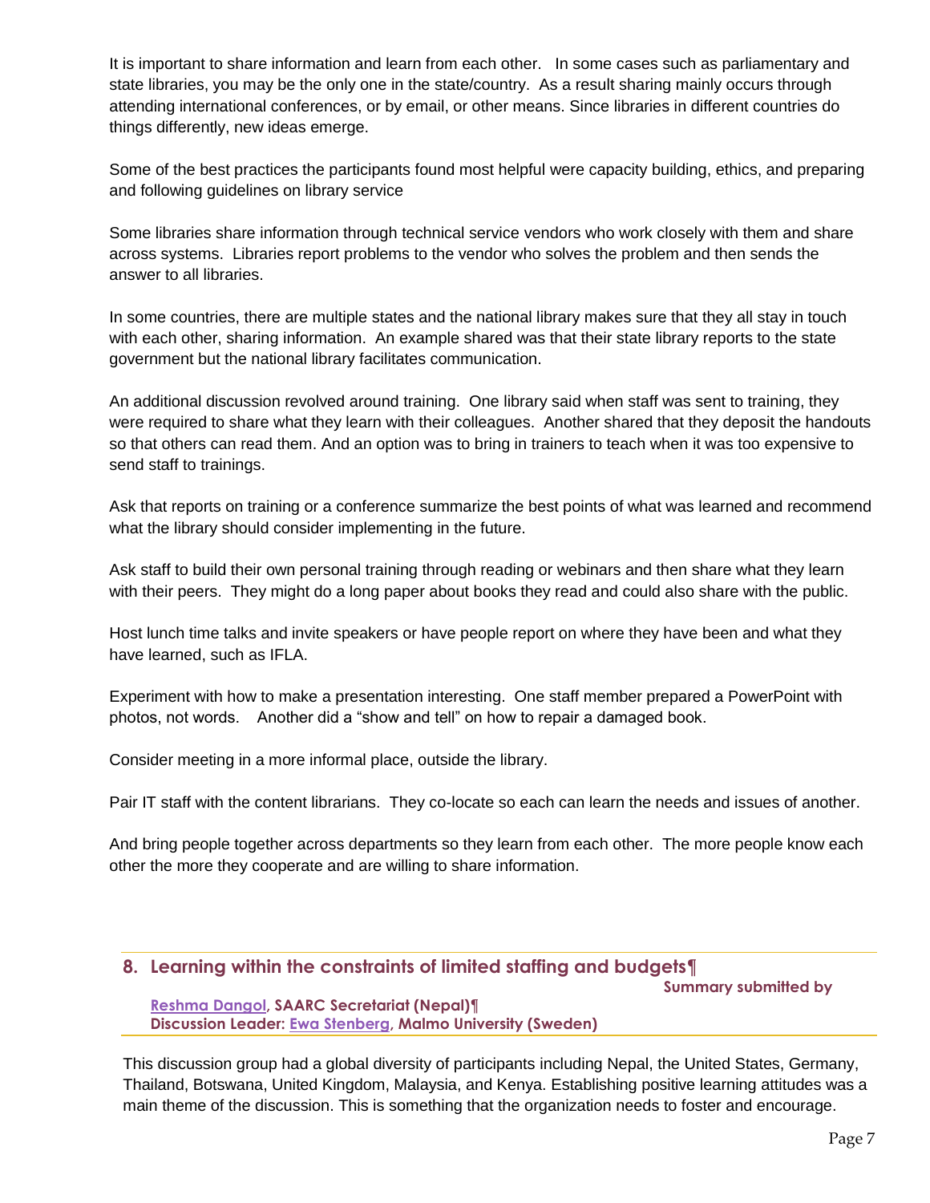It is important to share information and learn from each other. In some cases such as parliamentary and state libraries, you may be the only one in the state/country. As a result sharing mainly occurs through attending international conferences, or by email, or other means. Since libraries in different countries do things differently, new ideas emerge.

Some of the best practices the participants found most helpful were capacity building, ethics, and preparing and following guidelines on library service

Some libraries share information through technical service vendors who work closely with them and share across systems. Libraries report problems to the vendor who solves the problem and then sends the answer to all libraries.

In some countries, there are multiple states and the national library makes sure that they all stay in touch with each other, sharing information. An example shared was that their state library reports to the state government but the national library facilitates communication.

An additional discussion revolved around training. One library said when staff was sent to training, they were required to share what they learn with their colleagues. Another shared that they deposit the handouts so that others can read them. And an option was to bring in trainers to teach when it was too expensive to send staff to trainings.

Ask that reports on training or a conference summarize the best points of what was learned and recommend what the library should consider implementing in the future.

Ask staff to build their own personal training through reading or webinars and then share what they learn with their peers. They might do a long paper about books they read and could also share with the public.

Host lunch time talks and invite speakers or have people report on where they have been and what they have learned, such as IFLA.

Experiment with how to make a presentation interesting. One staff member prepared a PowerPoint with photos, not words. Another did a "show and tell" on how to repair a damaged book.

Consider meeting in a more informal place, outside the library.

Pair IT staff with the content librarians. They co-locate so each can learn the needs and issues of another.

And bring people together across departments so they learn from each other. The more people know each other the more they cooperate and are willing to share information.

## 8. Learning within the constraints of limited staffing and budgets

**Summary submitted by Reshma Dangol, SAARC Secretariat (Nepal)**
**Discussion Leader: Ewa Stenberg, Malmo University (Sweden)**

This discussion group had a global diversity of participants including Nepal, the United States, Germany, Thailand, Botswana, United Kingdom, Malaysia, and Kenya. Establishing positive learning attitudes was a main theme of the discussion. This is something that the organization needs to foster and encourage.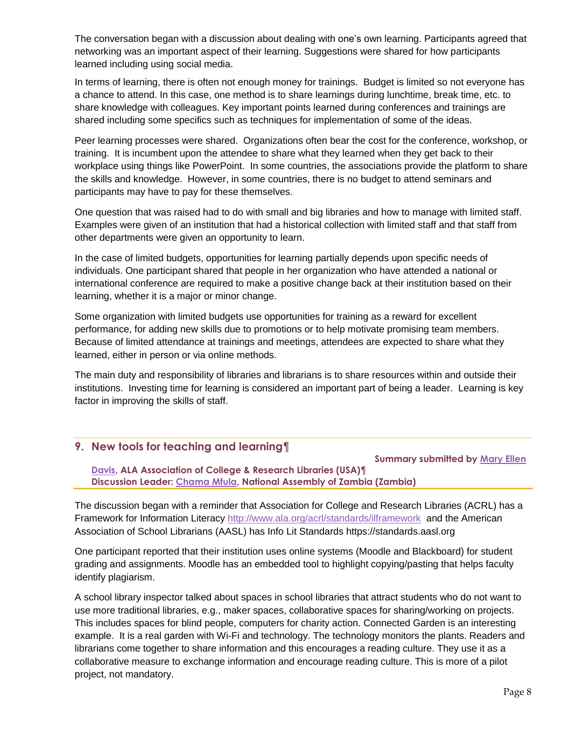The conversation began with a discussion about dealing with one's own learning. Participants agreed that networking was an important aspect of their learning. Suggestions were shared for how participants learned including using social media.

In terms of learning, there is often not enough money for trainings. Budget is limited so not everyone has a chance to attend. In this case, one method is to share learnings during lunchtime, break time, etc. to share knowledge with colleagues. Key important points learned during conferences and trainings are shared including some specifics such as techniques for implementation of some of the ideas.

Peer learning processes were shared. Organizations often bear the cost for the conference, workshop, or training. It is incumbent upon the attendee to share what they learned when they get back to their workplace using things like PowerPoint. In some countries, the associations provide the platform to share the skills and knowledge. However, in some countries, there is no budget to attend seminars and participants may have to pay for these themselves.

One question that was raised had to do with small and big libraries and how to manage with limited staff. Examples were given of an institution that had a historical collection with limited staff and that staff from other departments were given an opportunity to learn.

In the case of limited budgets, opportunities for learning partially depends upon specific needs of individuals. One participant shared that people in her organization who have attended a national or international conference are required to make a positive change back at their institution based on their learning, whether it is a major or minor change.

Some organization with limited budgets use opportunities for training as a reward for excellent performance, for adding new skills due to promotions or to help motivate promising team members. Because of limited attendance at trainings and meetings, attendees are expected to share what they learned, either in person or via online methods.

The main duty and responsibility of libraries and librarians is to share resources within and outside their institutions. Investing time for learning is considered an important part of being a leader. Learning is key factor in improving the skills of staff.

## 9. New tools for teaching and learning

**Summary submitted by Mary Ellen Davis, ALA Association of College & Research Libraries (USA)**
**Discussion Leader: Chama Mfula, National Assembly of Zambia (Zambia)**

The discussion began with a reminder that Association for College and Research Libraries (ACRL) has a Framework for Information Literacy http://www.ala.org/acrl/standards/ilframework and the American Association of School Librarians (AASL) has Info Lit Standards https://standards.aasl.org

One participant reported that their institution uses online systems (Moodle and Blackboard) for student grading and assignments. Moodle has an embedded tool to highlight copying/pasting that helps faculty identify plagiarism.

A school library inspector talked about spaces in school libraries that attract students who do not want to use more traditional libraries, e.g., maker spaces, collaborative spaces for sharing/working on projects. This includes spaces for blind people, computers for charity action. Connected Garden is an interesting example. It is a real garden with Wi-Fi and technology. The technology monitors the plants. Readers and librarians come together to share information and this encourages a reading culture. They use it as a collaborative measure to exchange information and encourage reading culture. This is more of a pilot project, not mandatory.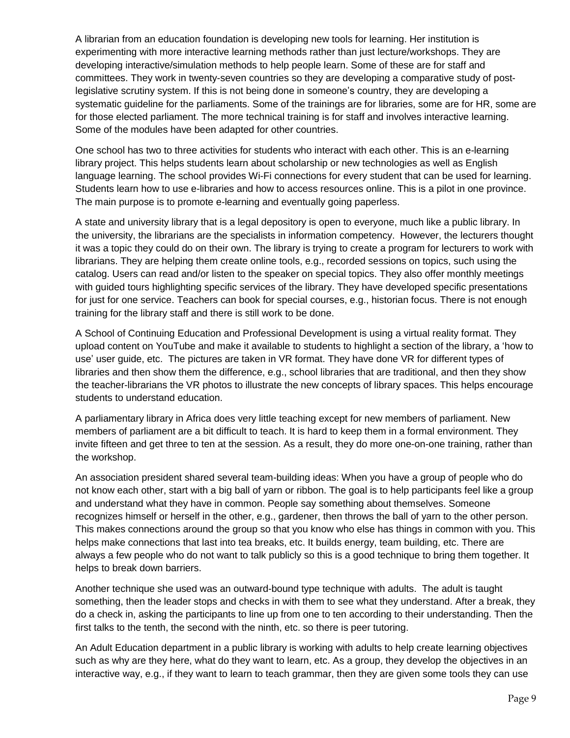A librarian from an education foundation is developing new tools for learning. Her institution is experimenting with more interactive learning methods rather than just lecture/workshops. They are developing interactive/simulation methods to help people learn. Some of these are for staff and committees. They work in twenty-seven countries so they are developing a comparative study of post-legislative scrutiny system. If this is not being done in someone's country, they are developing a systematic guideline for the parliaments. Some of the trainings are for libraries, some are for HR, some are for those elected parliament. The more technical training is for staff and involves interactive learning. Some of the modules have been adapted for other countries.

One school has two to three activities for students who interact with each other. This is an e-learning library project. This helps students learn about scholarship or new technologies as well as English language learning. The school provides Wi-Fi connections for every student that can be used for learning. Students learn how to use e-libraries and how to access resources online. This is a pilot in one province. The main purpose is to promote e-learning and eventually going paperless.

A state and university library that is a legal depository is open to everyone, much like a public library. In the university, the librarians are the specialists in information competency. However, the lecturers thought it was a topic they could do on their own. The library is trying to create a program for lecturers to work with librarians. They are helping them create online tools, e.g., recorded sessions on topics, such using the catalog. Users can read and/or listen to the speaker on special topics. They also offer monthly meetings with guided tours highlighting specific services of the library. They have developed specific presentations for just for one service. Teachers can book for special courses, e.g., historian focus. There is not enough training for the library staff and there is still work to be done.

A School of Continuing Education and Professional Development is using a virtual reality format. They upload content on YouTube and make it available to students to highlight a section of the library, a 'how to use' user guide, etc. The pictures are taken in VR format. They have done VR for different types of libraries and then show them the difference, e.g., school libraries that are traditional, and then they show the teacher-librarians the VR photos to illustrate the new concepts of library spaces. This helps encourage students to understand education.

A parliamentary library in Africa does very little teaching except for new members of parliament. New members of parliament are a bit difficult to teach. It is hard to keep them in a formal environment. They invite fifteen and get three to ten at the session. As a result, they do more one-on-one training, rather than the workshop.

An association president shared several team-building ideas: When you have a group of people who do not know each other, start with a big ball of yarn or ribbon. The goal is to help participants feel like a group and understand what they have in common. People say something about themselves. Someone recognizes himself or herself in the other, e.g., gardener, then throws the ball of yarn to the other person. This makes connections around the group so that you know who else has things in common with you. This helps make connections that last into tea breaks, etc. It builds energy, team building, etc. There are always a few people who do not want to talk publicly so this is a good technique to bring them together. It helps to break down barriers.

Another technique she used was an outward-bound type technique with adults. The adult is taught something, then the leader stops and checks in with them to see what they understand. After a break, they do a check in, asking the participants to line up from one to ten according to their understanding. Then the first talks to the tenth, the second with the ninth, etc. so there is peer tutoring.

An Adult Education department in a public library is working with adults to help create learning objectives such as why are they here, what do they want to learn, etc. As a group, they develop the objectives in an interactive way, e.g., if they want to learn to teach grammar, then they are given some tools they can use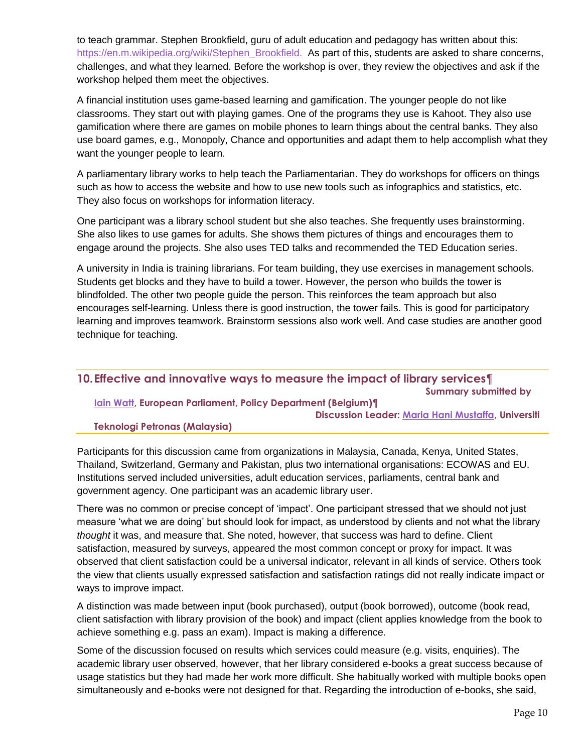to teach grammar. Stephen Brookfield, guru of adult education and pedagogy has written about this: https://en.m.wikipedia.org/wiki/Stephen_Brookfield. As part of this, students are asked to share concerns, challenges, and what they learned. Before the workshop is over, they review the objectives and ask if the workshop helped them meet the objectives.

A financial institution uses game-based learning and gamification. The younger people do not like classrooms. They start out with playing games. One of the programs they use is Kahoot. They also use gamification where there are games on mobile phones to learn things about the central banks. They also use board games, e.g., Monopoly, Chance and opportunities and adapt them to help accomplish what they want the younger people to learn.

A parliamentary library works to help teach the Parliamentarian. They do workshops for officers on things such as how to access the website and how to use new tools such as infographics and statistics, etc. They also focus on workshops for information literacy.

One participant was a library school student but she also teaches. She frequently uses brainstorming. She also likes to use games for adults. She shows them pictures of things and encourages them to engage around the projects. She also uses TED talks and recommended the TED Education series.

A university in India is training librarians. For team building, they use exercises in management schools. Students get blocks and they have to build a tower. However, the person who builds the tower is blindfolded. The other two people guide the person. This reinforces the team approach but also encourages self-learning. Unless there is good instruction, the tower fails. This is good for participatory learning and improves teamwork. Brainstorm sessions also work well. And case studies are another good technique for teaching.

## 10. Effective and innovative ways to measure the impact of library services

**Summary submitted by Iain Watt, European Parliament, Policy Department (Belgium)**

**Discussion Leader: Maria Hani Mustaffa, Universiti Teknologi Petronas (Malaysia)**

Participants for this discussion came from organizations in Malaysia, Canada, Kenya, United States, Thailand, Switzerland, Germany and Pakistan, plus two international organisations: ECOWAS and EU. Institutions served included universities, adult education services, parliaments, central bank and government agency. One participant was an academic library user.

There was no common or precise concept of 'impact'. One participant stressed that we should not just measure 'what we are doing' but should look for impact, as understood by clients and not what the library *thought* it was, and measure that. She noted, however, that success was hard to define. Client satisfaction, measured by surveys, appeared the most common concept or proxy for impact. It was observed that client satisfaction could be a universal indicator, relevant in all kinds of service. Others took the view that clients usually expressed satisfaction and satisfaction ratings did not really indicate impact or ways to improve impact.

A distinction was made between input (book purchased), output (book borrowed), outcome (book read, client satisfaction with library provision of the book) and impact (client applies knowledge from the book to achieve something e.g. pass an exam). Impact is making a difference.

Some of the discussion focused on results which services could measure (e.g. visits, enquiries). The academic library user, however, that her library considered e-books a great success because of usage statistics but they had made her work more difficult. She habitually worked with multiple books open simultaneously and e-books were not designed for that. Regarding the introduction of e-books, she said,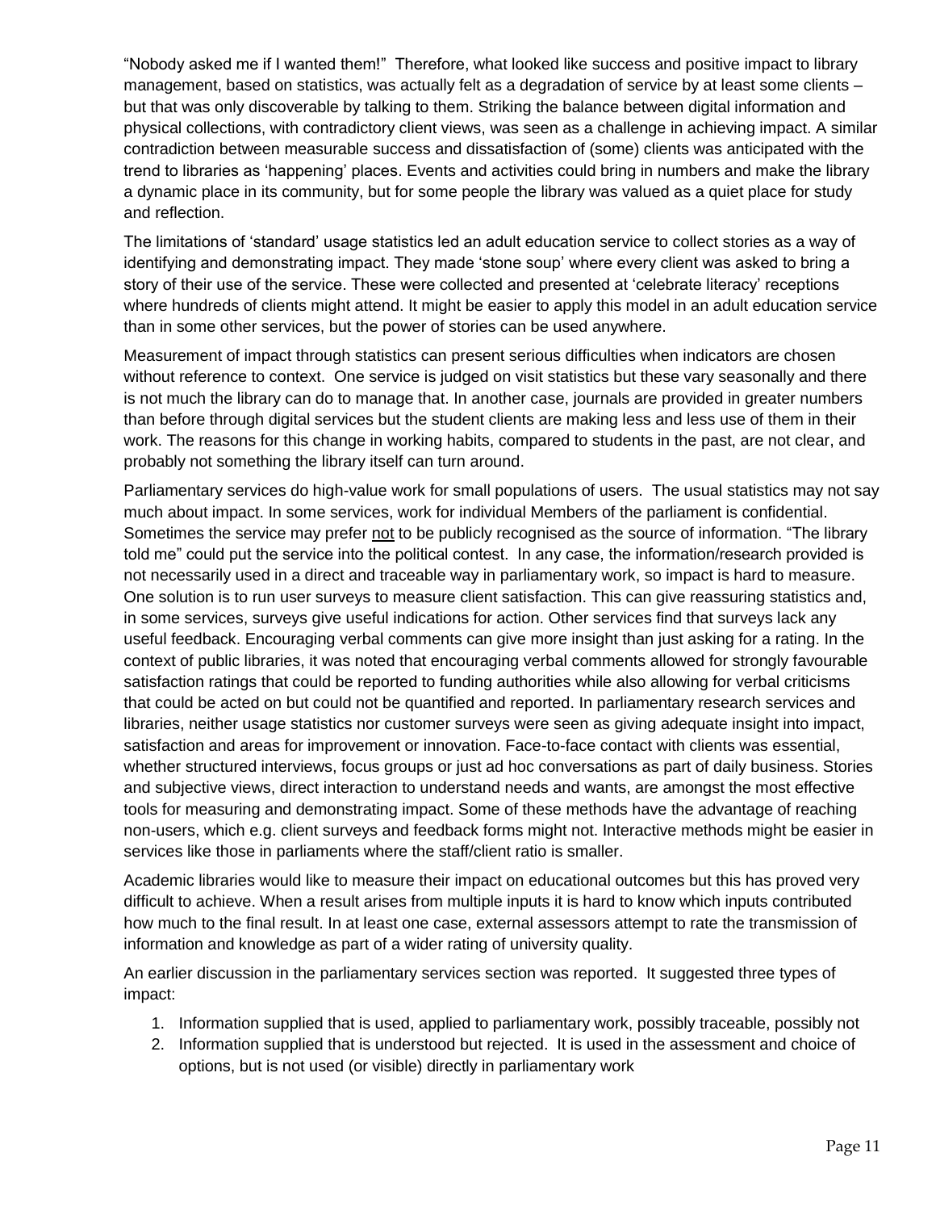"Nobody asked me if I wanted them!" Therefore, what looked like success and positive impact to library management, based on statistics, was actually felt as a degradation of service by at least some clients – but that was only discoverable by talking to them. Striking the balance between digital information and physical collections, with contradictory client views, was seen as a challenge in achieving impact. A similar contradiction between measurable success and dissatisfaction of (some) clients was anticipated with the trend to libraries as 'happening' places. Events and activities could bring in numbers and make the library a dynamic place in its community, but for some people the library was valued as a quiet place for study and reflection.

The limitations of 'standard' usage statistics led an adult education service to collect stories as a way of identifying and demonstrating impact. They made 'stone soup' where every client was asked to bring a story of their use of the service. These were collected and presented at 'celebrate literacy' receptions where hundreds of clients might attend. It might be easier to apply this model in an adult education service than in some other services, but the power of stories can be used anywhere.

Measurement of impact through statistics can present serious difficulties when indicators are chosen without reference to context. One service is judged on visit statistics but these vary seasonally and there is not much the library can do to manage that. In another case, journals are provided in greater numbers than before through digital services but the student clients are making less and less use of them in their work. The reasons for this change in working habits, compared to students in the past, are not clear, and probably not something the library itself can turn around.

Parliamentary services do high-value work for small populations of users. The usual statistics may not say much about impact. In some services, work for individual Members of the parliament is confidential. Sometimes the service may prefer <u>not</u> to be publicly recognised as the source of information. "The library told me" could put the service into the political contest. In any case, the information/research provided is not necessarily used in a direct and traceable way in parliamentary work, so impact is hard to measure. One solution is to run user surveys to measure client satisfaction. This can give reassuring statistics and, in some services, surveys give useful indications for action. Other services find that surveys lack any useful feedback. Encouraging verbal comments can give more insight than just asking for a rating. In the context of public libraries, it was noted that encouraging verbal comments allowed for strongly favourable satisfaction ratings that could be reported to funding authorities while also allowing for verbal criticisms that could be acted on but could not be quantified and reported. In parliamentary research services and libraries, neither usage statistics nor customer surveys were seen as giving adequate insight into impact, satisfaction and areas for improvement or innovation. Face-to-face contact with clients was essential, whether structured interviews, focus groups or just ad hoc conversations as part of daily business. Stories and subjective views, direct interaction to understand needs and wants, are amongst the most effective tools for measuring and demonstrating impact. Some of these methods have the advantage of reaching non-users, which e.g. client surveys and feedback forms might not. Interactive methods might be easier in services like those in parliaments where the staff/client ratio is smaller.

Academic libraries would like to measure their impact on educational outcomes but this has proved very difficult to achieve. When a result arises from multiple inputs it is hard to know which inputs contributed how much to the final result. In at least one case, external assessors attempt to rate the transmission of information and knowledge as part of a wider rating of university quality.

An earlier discussion in the parliamentary services section was reported. It suggested three types of impact:

1. Information supplied that is used, applied to parliamentary work, possibly traceable, possibly not
2. Information supplied that is understood but rejected. It is used in the assessment and choice of options, but is not used (or visible) directly in parliamentary work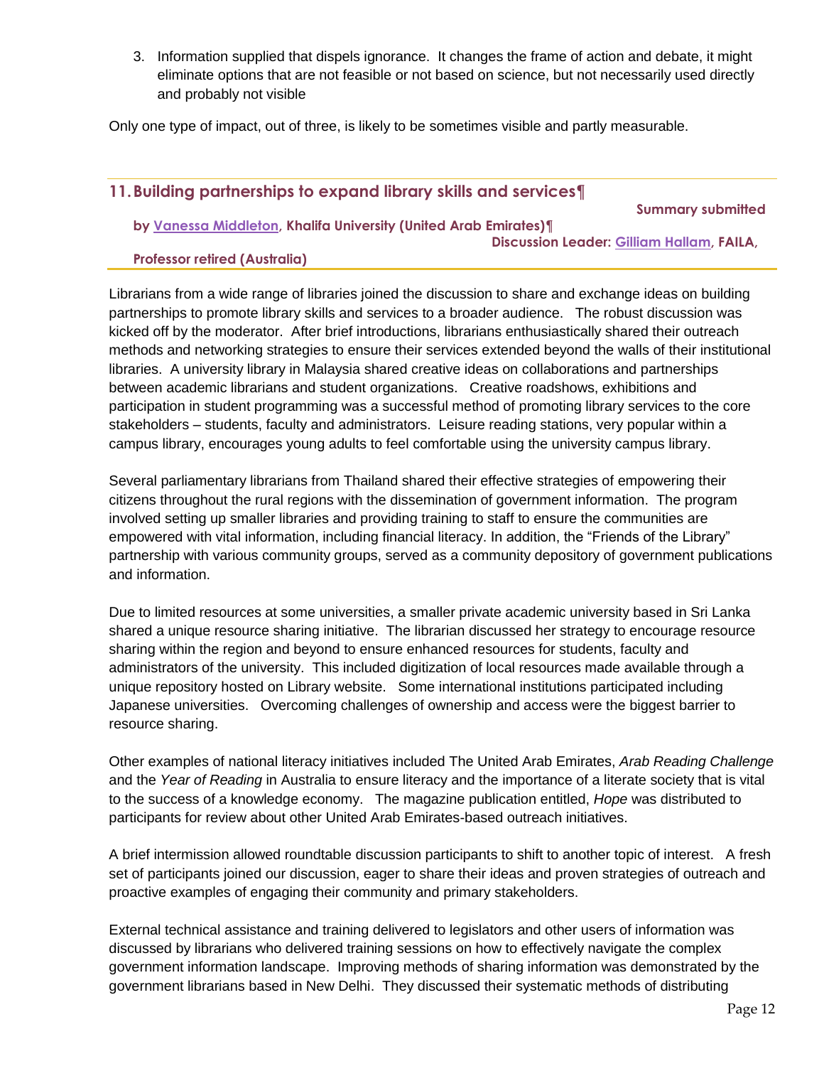3. Information supplied that dispels ignorance. It changes the frame of action and debate, it might eliminate options that are not feasible or not based on science, but not necessarily used directly and probably not visible

Only one type of impact, out of three, is likely to be sometimes visible and partly measurable.

## 11. Building partnerships to expand library skills and services

**Summary submitted by Vanessa Middleton, Khalifa University (United Arab Emirates)**

**Discussion Leader: Gilliam Hallam, FAILA, Professor retired (Australia)**

Librarians from a wide range of libraries joined the discussion to share and exchange ideas on building partnerships to promote library skills and services to a broader audience. The robust discussion was kicked off by the moderator. After brief introductions, librarians enthusiastically shared their outreach methods and networking strategies to ensure their services extended beyond the walls of their institutional libraries. A university library in Malaysia shared creative ideas on collaborations and partnerships between academic librarians and student organizations. Creative roadshows, exhibitions and participation in student programming was a successful method of promoting library services to the core stakeholders – students, faculty and administrators. Leisure reading stations, very popular within a campus library, encourages young adults to feel comfortable using the university campus library.

Several parliamentary librarians from Thailand shared their effective strategies of empowering their citizens throughout the rural regions with the dissemination of government information. The program involved setting up smaller libraries and providing training to staff to ensure the communities are empowered with vital information, including financial literacy. In addition, the "Friends of the Library" partnership with various community groups, served as a community depository of government publications and information.

Due to limited resources at some universities, a smaller private academic university based in Sri Lanka shared a unique resource sharing initiative. The librarian discussed her strategy to encourage resource sharing within the region and beyond to ensure enhanced resources for students, faculty and administrators of the university. This included digitization of local resources made available through a unique repository hosted on Library website. Some international institutions participated including Japanese universities. Overcoming challenges of ownership and access were the biggest barrier to resource sharing.

Other examples of national literacy initiatives included The United Arab Emirates, *Arab Reading Challenge* and the *Year of Reading* in Australia to ensure literacy and the importance of a literate society that is vital to the success of a knowledge economy. The magazine publication entitled, *Hope* was distributed to participants for review about other United Arab Emirates-based outreach initiatives.

A brief intermission allowed roundtable discussion participants to shift to another topic of interest. A fresh set of participants joined our discussion, eager to share their ideas and proven strategies of outreach and proactive examples of engaging their community and primary stakeholders.

External technical assistance and training delivered to legislators and other users of information was discussed by librarians who delivered training sessions on how to effectively navigate the complex government information landscape. Improving methods of sharing information was demonstrated by the government librarians based in New Delhi. They discussed their systematic methods of distributing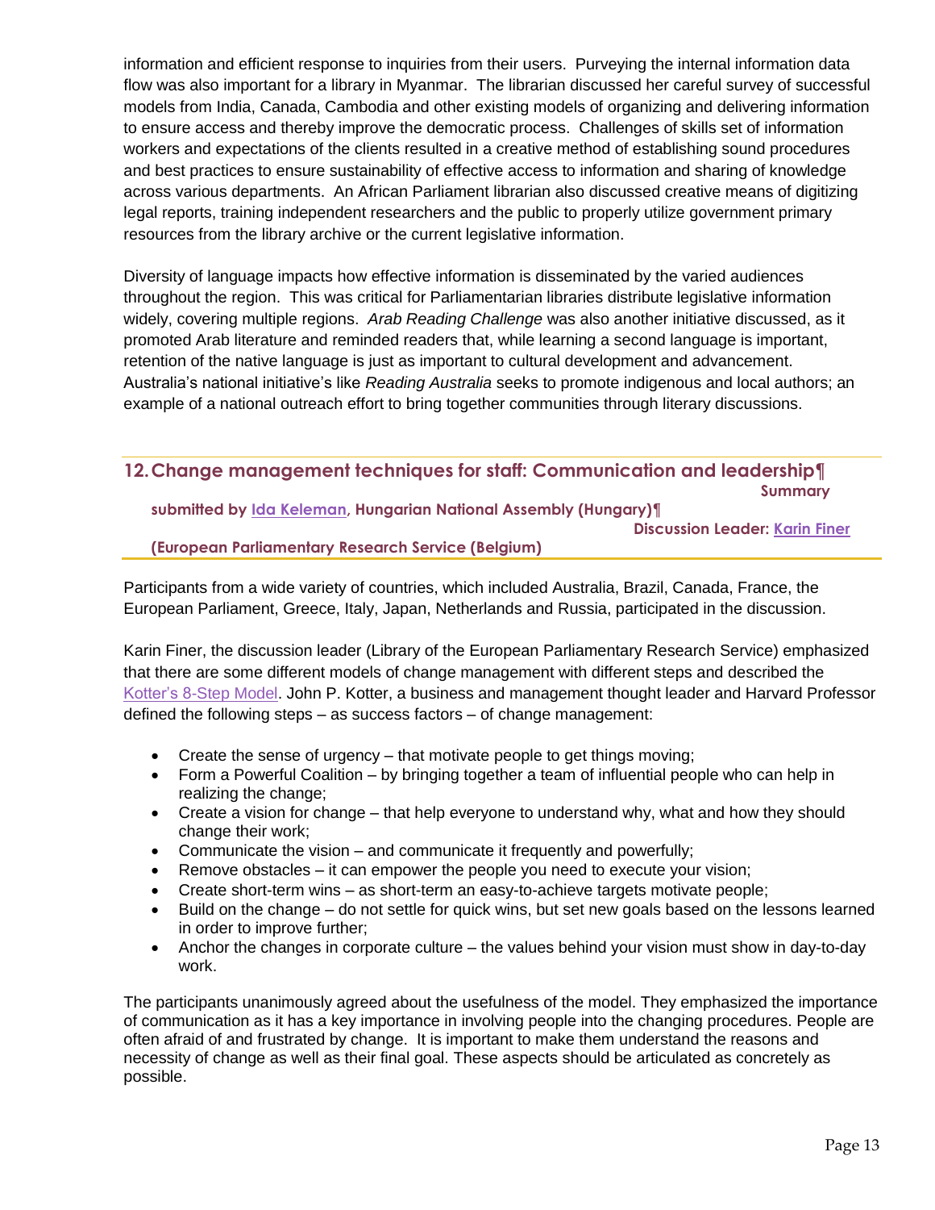information and efficient response to inquiries from their users. Purveying the internal information data flow was also important for a library in Myanmar. The librarian discussed her careful survey of successful models from India, Canada, Cambodia and other existing models of organizing and delivering information to ensure access and thereby improve the democratic process. Challenges of skills set of information workers and expectations of the clients resulted in a creative method of establishing sound procedures and best practices to ensure sustainability of effective access to information and sharing of knowledge across various departments. An African Parliament librarian also discussed creative means of digitizing legal reports, training independent researchers and the public to properly utilize government primary resources from the library archive or the current legislative information.

Diversity of language impacts how effective information is disseminated by the varied audiences throughout the region. This was critical for Parliamentarian libraries distribute legislative information widely, covering multiple regions. *Arab Reading Challenge* was also another initiative discussed, as it promoted Arab literature and reminded readers that, while learning a second language is important, retention of the native language is just as important to cultural development and advancement. Australia's national initiative's like *Reading Australia* seeks to promote indigenous and local authors; an example of a national outreach effort to bring together communities through literary discussions.

## 12. Change management techniques for staff: Communication and leadership

**Summary submitted by Ida Keleman, Hungarian National Assembly (Hungary)**

**Discussion Leader: Karin Finer (European Parliamentary Research Service (Belgium)**

Participants from a wide variety of countries, which included Australia, Brazil, Canada, France, the European Parliament, Greece, Italy, Japan, Netherlands and Russia, participated in the discussion.

Karin Finer, the discussion leader (Library of the European Parliamentary Research Service) emphasized that there are some different models of change management with different steps and described the Kotter's 8-Step Model. John P. Kotter, a business and management thought leader and Harvard Professor defined the following steps – as success factors – of change management:

- Create the sense of urgency – that motivate people to get things moving;
- Form a Powerful Coalition – by bringing together a team of influential people who can help in realizing the change;
- Create a vision for change – that help everyone to understand why, what and how they should change their work;
- Communicate the vision – and communicate it frequently and powerfully;
- Remove obstacles – it can empower the people you need to execute your vision;
- Create short-term wins – as short-term an easy-to-achieve targets motivate people;
- Build on the change – do not settle for quick wins, but set new goals based on the lessons learned in order to improve further;
- Anchor the changes in corporate culture – the values behind your vision must show in day-to-day work.

The participants unanimously agreed about the usefulness of the model. They emphasized the importance of communication as it has a key importance in involving people into the changing procedures. People are often afraid of and frustrated by change. It is important to make them understand the reasons and necessity of change as well as their final goal. These aspects should be articulated as concretely as possible.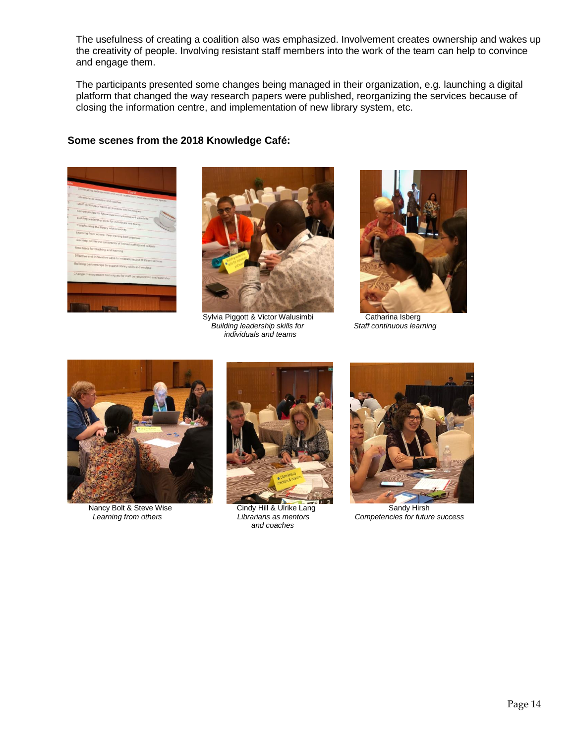The usefulness of creating a coalition also was emphasized. Involvement creates ownership and wakes up the creativity of people. Involving resistant staff members into the work of the team can help to convince and engage them.

The participants presented some changes being managed in their organization, e.g. launching a digital platform that changed the way research papers were published, reorganizing the services because of closing the information centre, and implementation of new library system, etc.

**Some scenes from the 2018 Knowledge Café:**

Sylvia Piggott & Victor Walusimbi
*Building leadership skills for individuals and teams*

Catharina Isberg
*Staff continuous learning*

Nancy Bolt & Steve Wise
*Learning from others*

Cindy Hill & Ulrike Lang
*Librarians as mentors and coaches*

Sandy Hirsh
*Competencies for future success*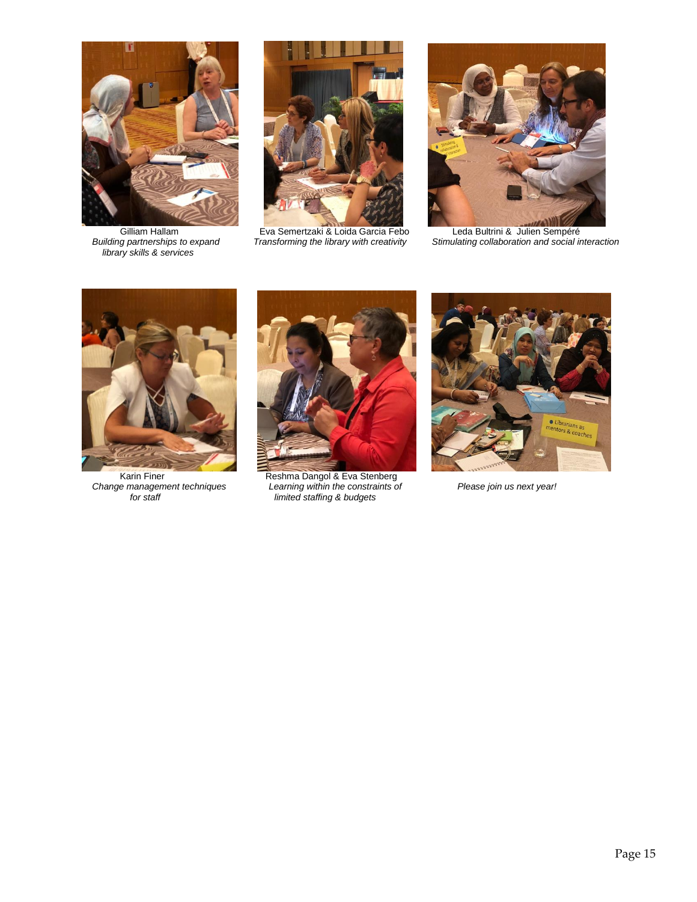Gilliam Hallam

*Building partnerships to expand library skills & services*

Eva Semertzaki & Loida Garcia Febo

*Transforming the library with creativity*

Leda Bultrini & Julien Sempéré

*Stimulating collaboration and social interaction*

Karin Finer

*Change management techniques for staff*

Reshma Dangol & Eva Stenberg

*Learning within the constraints of limited staffing & budgets*

*Please join us next year!*